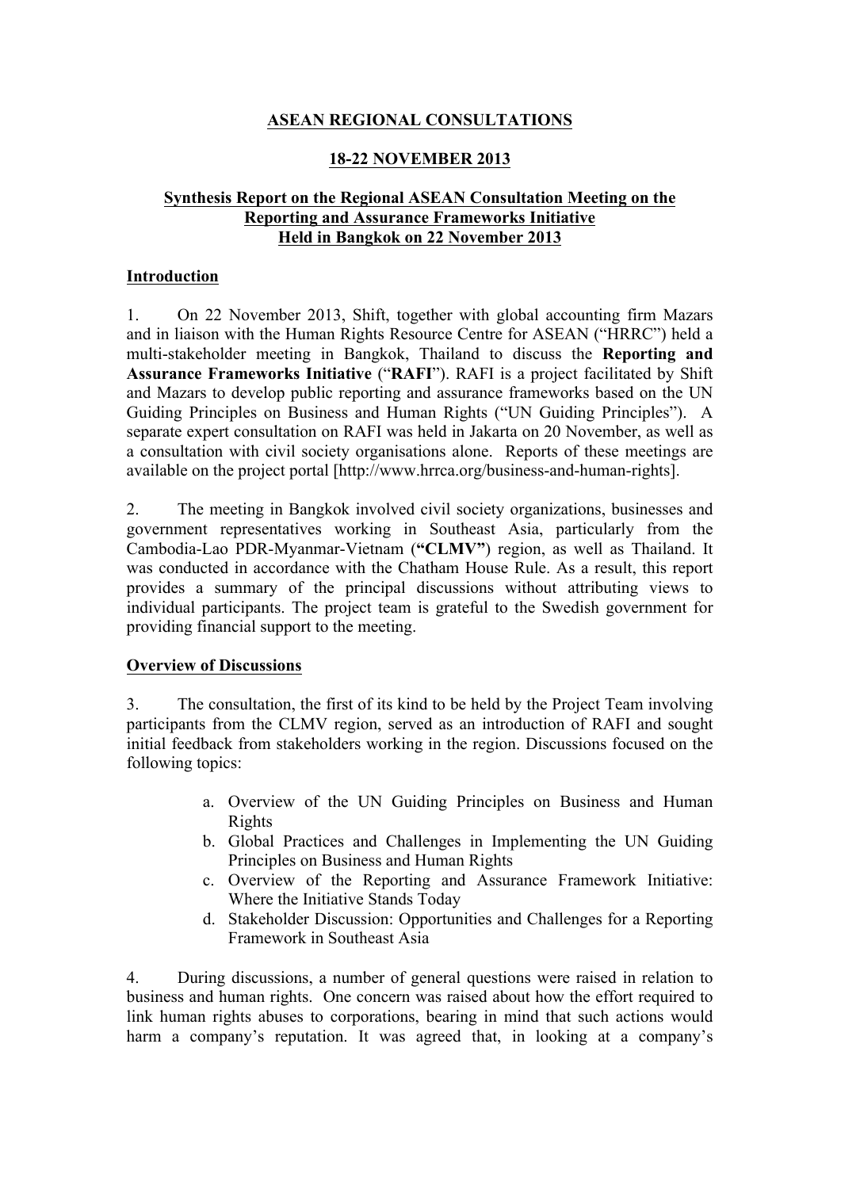# ASEAN REGIONAL CONSULTATIONS

## 18-22 NOVEMBER 2013

## Synthesis Report on the Regional ASEAN Consultation Meeting on the Reporting and Assurance Frameworks Initiative Held in Bangkok on 22 November 2013

### Introduction

1. On 22 November 2013, Shift, together with global accounting firm Mazars and in liaison with the Human Rights Resource Centre for ASEAN ("HRRC") held a multi-stakeholder meeting in Bangkok, Thailand to discuss the **Reporting and Assurance Frameworks Initiative** ("**RAFI**"). RAFI is a project facilitated by Shift and Mazars to develop public reporting and assurance frameworks based on the UN Guiding Principles on Business and Human Rights ("UN Guiding Principles"). A separate expert consultation on RAFI was held in Jakarta on 20 November, as well as a consultation with civil society organisations alone. Reports of these meetings are available on the project portal [http://www.hrrca.org/business-and-human-rights].

2. The meeting in Bangkok involved civil society organizations, businesses and government representatives working in Southeast Asia, particularly from the Cambodia-Lao PDR-Myanmar-Vietnam (**"CLMV"**) region, as well as Thailand. It was conducted in accordance with the Chatham House Rule. As a result, this report provides a summary of the principal discussions without attributing views to individual participants. The project team is grateful to the Swedish government for providing financial support to the meeting.

### Overview of Discussions

3. The consultation, the first of its kind to be held by the Project Team involving participants from the CLMV region, served as an introduction of RAFI and sought initial feedback from stakeholders working in the region. Discussions focused on the following topics:

   a. Overview of the UN Guiding Principles on Business and Human Rights
   b. Global Practices and Challenges in Implementing the UN Guiding Principles on Business and Human Rights
   c. Overview of the Reporting and Assurance Framework Initiative: Where the Initiative Stands Today
   d. Stakeholder Discussion: Opportunities and Challenges for a Reporting Framework in Southeast Asia

4. During discussions, a number of general questions were raised in relation to business and human rights. One concern was raised about how the effort required to link human rights abuses to corporations, bearing in mind that such actions would harm a company's reputation. It was agreed that, in looking at a company's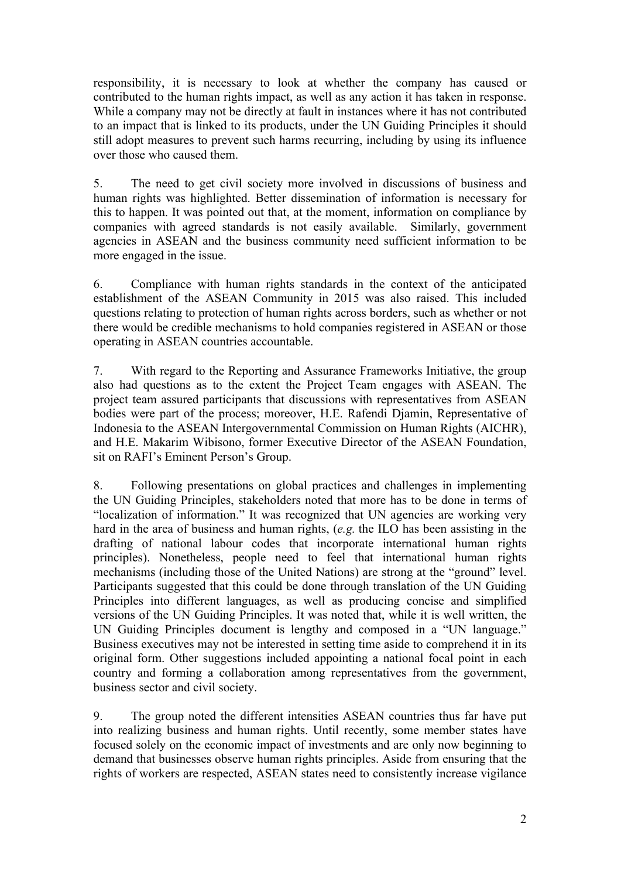responsibility, it is necessary to look at whether the company has caused or contributed to the human rights impact, as well as any action it has taken in response. While a company may not be directly at fault in instances where it has not contributed to an impact that is linked to its products, under the UN Guiding Principles it should still adopt measures to prevent such harms recurring, including by using its influence over those who caused them.

5. The need to get civil society more involved in discussions of business and human rights was highlighted. Better dissemination of information is necessary for this to happen. It was pointed out that, at the moment, information on compliance by companies with agreed standards is not easily available. Similarly, government agencies in ASEAN and the business community need sufficient information to be more engaged in the issue.

6. Compliance with human rights standards in the context of the anticipated establishment of the ASEAN Community in 2015 was also raised. This included questions relating to protection of human rights across borders, such as whether or not there would be credible mechanisms to hold companies registered in ASEAN or those operating in ASEAN countries accountable.

7. With regard to the Reporting and Assurance Frameworks Initiative, the group also had questions as to the extent the Project Team engages with ASEAN. The project team assured participants that discussions with representatives from ASEAN bodies were part of the process; moreover, H.E. Rafendi Djamin, Representative of Indonesia to the ASEAN Intergovernmental Commission on Human Rights (AICHR), and H.E. Makarim Wibisono, former Executive Director of the ASEAN Foundation, sit on RAFI's Eminent Person's Group.

8. Following presentations on global practices and challenges in implementing the UN Guiding Principles, stakeholders noted that more has to be done in terms of "localization of information." It was recognized that UN agencies are working very hard in the area of business and human rights, (*e.g.* the ILO has been assisting in the drafting of national labour codes that incorporate international human rights principles). Nonetheless, people need to feel that international human rights mechanisms (including those of the United Nations) are strong at the "ground" level. Participants suggested that this could be done through translation of the UN Guiding Principles into different languages, as well as producing concise and simplified versions of the UN Guiding Principles. It was noted that, while it is well written, the UN Guiding Principles document is lengthy and composed in a "UN language." Business executives may not be interested in setting time aside to comprehend it in its original form. Other suggestions included appointing a national focal point in each country and forming a collaboration among representatives from the government, business sector and civil society.

9. The group noted the different intensities ASEAN countries thus far have put into realizing business and human rights. Until recently, some member states have focused solely on the economic impact of investments and are only now beginning to demand that businesses observe human rights principles. Aside from ensuring that the rights of workers are respected, ASEAN states need to consistently increase vigilance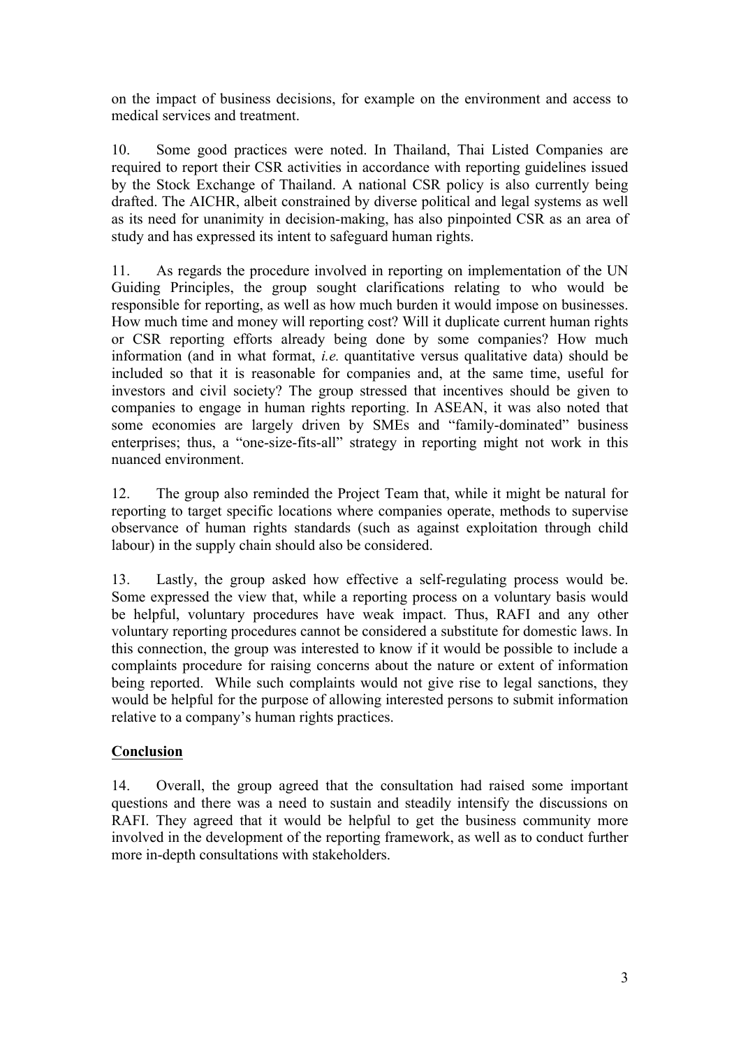on the impact of business decisions, for example on the environment and access to medical services and treatment.

10. Some good practices were noted. In Thailand, Thai Listed Companies are required to report their CSR activities in accordance with reporting guidelines issued by the Stock Exchange of Thailand. A national CSR policy is also currently being drafted. The AICHR, albeit constrained by diverse political and legal systems as well as its need for unanimity in decision-making, has also pinpointed CSR as an area of study and has expressed its intent to safeguard human rights.

11. As regards the procedure involved in reporting on implementation of the UN Guiding Principles, the group sought clarifications relating to who would be responsible for reporting, as well as how much burden it would impose on businesses. How much time and money will reporting cost? Will it duplicate current human rights or CSR reporting efforts already being done by some companies? How much information (and in what format, *i.e.* quantitative versus qualitative data) should be included so that it is reasonable for companies and, at the same time, useful for investors and civil society? The group stressed that incentives should be given to companies to engage in human rights reporting. In ASEAN, it was also noted that some economies are largely driven by SMEs and "family-dominated" business enterprises; thus, a "one-size-fits-all" strategy in reporting might not work in this nuanced environment.

12. The group also reminded the Project Team that, while it might be natural for reporting to target specific locations where companies operate, methods to supervise observance of human rights standards (such as against exploitation through child labour) in the supply chain should also be considered.

13. Lastly, the group asked how effective a self-regulating process would be. Some expressed the view that, while a reporting process on a voluntary basis would be helpful, voluntary procedures have weak impact. Thus, RAFI and any other voluntary reporting procedures cannot be considered a substitute for domestic laws. In this connection, the group was interested to know if it would be possible to include a complaints procedure for raising concerns about the nature or extent of information being reported. While such complaints would not give rise to legal sanctions, they would be helpful for the purpose of allowing interested persons to submit information relative to a company's human rights practices.

## Conclusion

14. Overall, the group agreed that the consultation had raised some important questions and there was a need to sustain and steadily intensify the discussions on RAFI. They agreed that it would be helpful to get the business community more involved in the development of the reporting framework, as well as to conduct further more in-depth consultations with stakeholders.